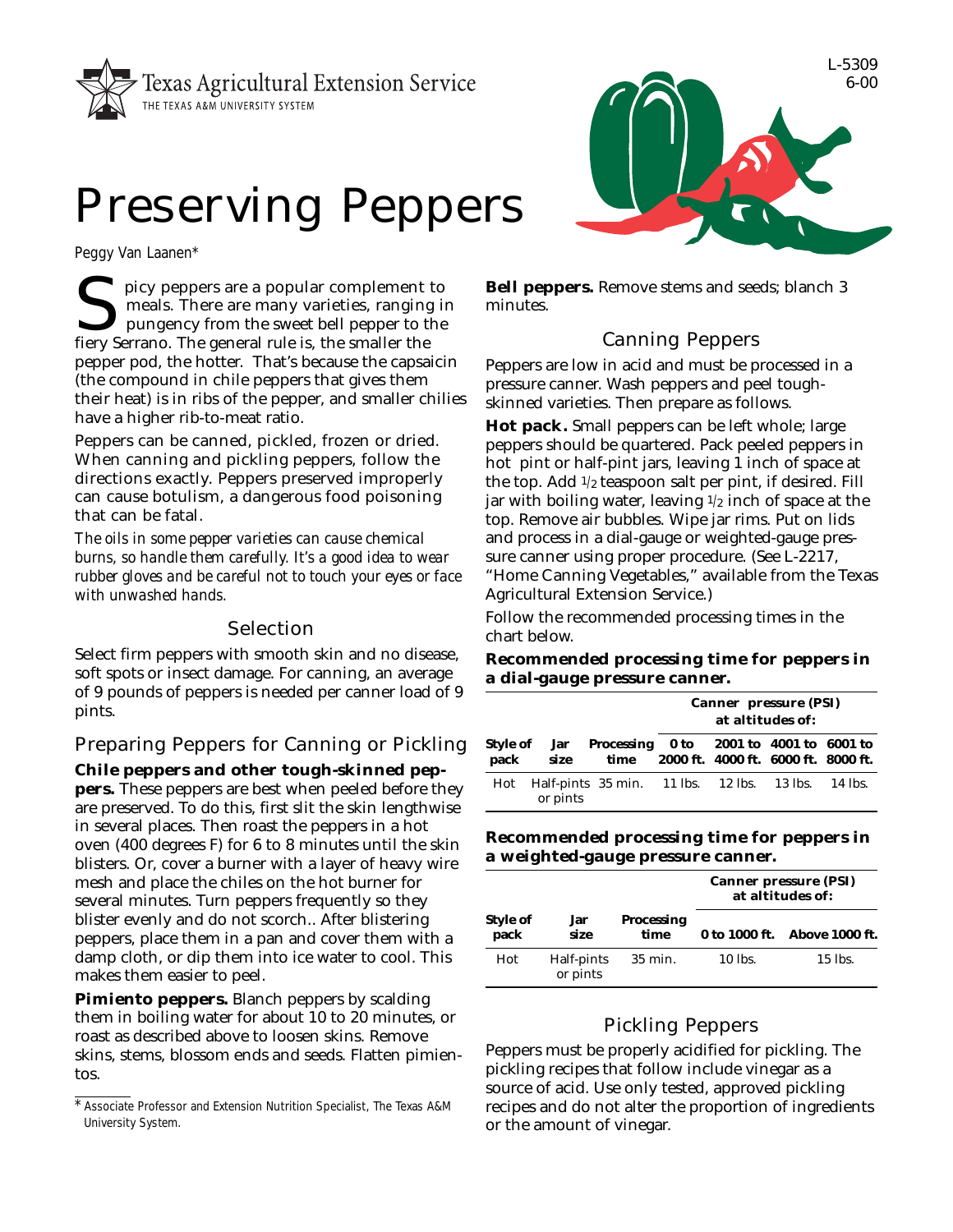Texas Agricultural Extension Service
THE TEXAS A&M UNIVERSITY SYSTEM

L-5309
6-00

# Preserving Peppers

*Peggy Van Laanen\**

Spicy peppers are a popular complement to meals. There are many varieties, ranging in pungency from the sweet bell pepper to the fiery Serrano. The general rule is, the smaller the pepper pod, the hotter. That's because the capsaicin (the compound in chile peppers that gives them their heat) is in ribs of the pepper, and smaller chilies have a higher rib-to-meat ratio.

Peppers can be canned, pickled, frozen or dried. When canning and pickling peppers, follow the directions exactly. Peppers preserved improperly can cause botulism, a dangerous food poisoning that can be fatal.

*The oils in some pepper varieties can cause chemical burns, so handle them carefully. It's a good idea to wear rubber gloves and be careful not to touch your eyes or face with unwashed hands.*

## Selection

Select firm peppers with smooth skin and no disease, soft spots or insect damage. For canning, an average of 9 pounds of peppers is needed per canner load of 9 pints.

## Preparing Peppers for Canning or Pickling

**Chile peppers and other tough-skinned peppers.** These peppers are best when peeled before they are preserved. To do this, first slit the skin lengthwise in several places. Then roast the peppers in a hot oven (400 degrees F) for 6 to 8 minutes until the skin blisters. Or, cover a burner with a layer of heavy wire mesh and place the chiles on the hot burner for several minutes. Turn peppers frequently so they blister evenly and do not scorch.. After blistering peppers, place them in a pan and cover them with a damp cloth, or dip them into ice water to cool. This makes them easier to peel.

**Pimiento peppers.** Blanch peppers by scalding them in boiling water for about 10 to 20 minutes, or roast as described above to loosen skins. Remove skins, stems, blossom ends and seeds. Flatten pimientos.

**Bell peppers.** Remove stems and seeds; blanch 3 minutes.

## Canning Peppers

Peppers are low in acid and must be processed in a pressure canner. Wash peppers and peel tough-skinned varieties. Then prepare as follows.

**Hot pack.** Small peppers can be left whole; large peppers should be quartered. Pack peeled peppers in hot pint or half-pint jars, leaving 1 inch of space at the top. Add 1/2 teaspoon salt per pint, if desired. Fill jar with boiling water, leaving 1/2 inch of space at the top. Remove air bubbles. Wipe jar rims. Put on lids and process in a dial-gauge or weighted-gauge pressure canner using proper procedure. (See L-2217, "Home Canning Vegetables," available from the Texas Agricultural Extension Service.)

Follow the recommended processing times in the chart below.

**Recommended processing time for peppers in a dial-gauge pressure canner.**

| | | | Canner pressure (PSI) at altitudes of: | | | |
|---|---|---|---|---|---|---|
| Style of pack | Jar size | Processing time | 0 to 2000 ft. | 2001 to 4000 ft. | 4001 to 6000 ft. | 6001 to 8000 ft. |
| Hot | Half-pints or pints | 35 min. | 11 lbs. | 12 lbs. | 13 lbs. | 14 lbs. |

**Recommended processing time for peppers in a weighted-gauge pressure canner.**

| | | | Canner pressure (PSI) at altitudes of: | |
|---|---|---|---|---|
| Style of pack | Jar size | Processing time | 0 to 1000 ft. | Above 1000 ft. |
| Hot | Half-pints or pints | 35 min. | 10 lbs. | 15 lbs. |

## Pickling Peppers

Peppers must be properly acidified for pickling. The pickling recipes that follow include vinegar as a source of acid. Use only tested, approved pickling recipes and do not alter the proportion of ingredients or the amount of vinegar.

\* Associate Professor and Extension Nutrition Specialist, The Texas A&M University System.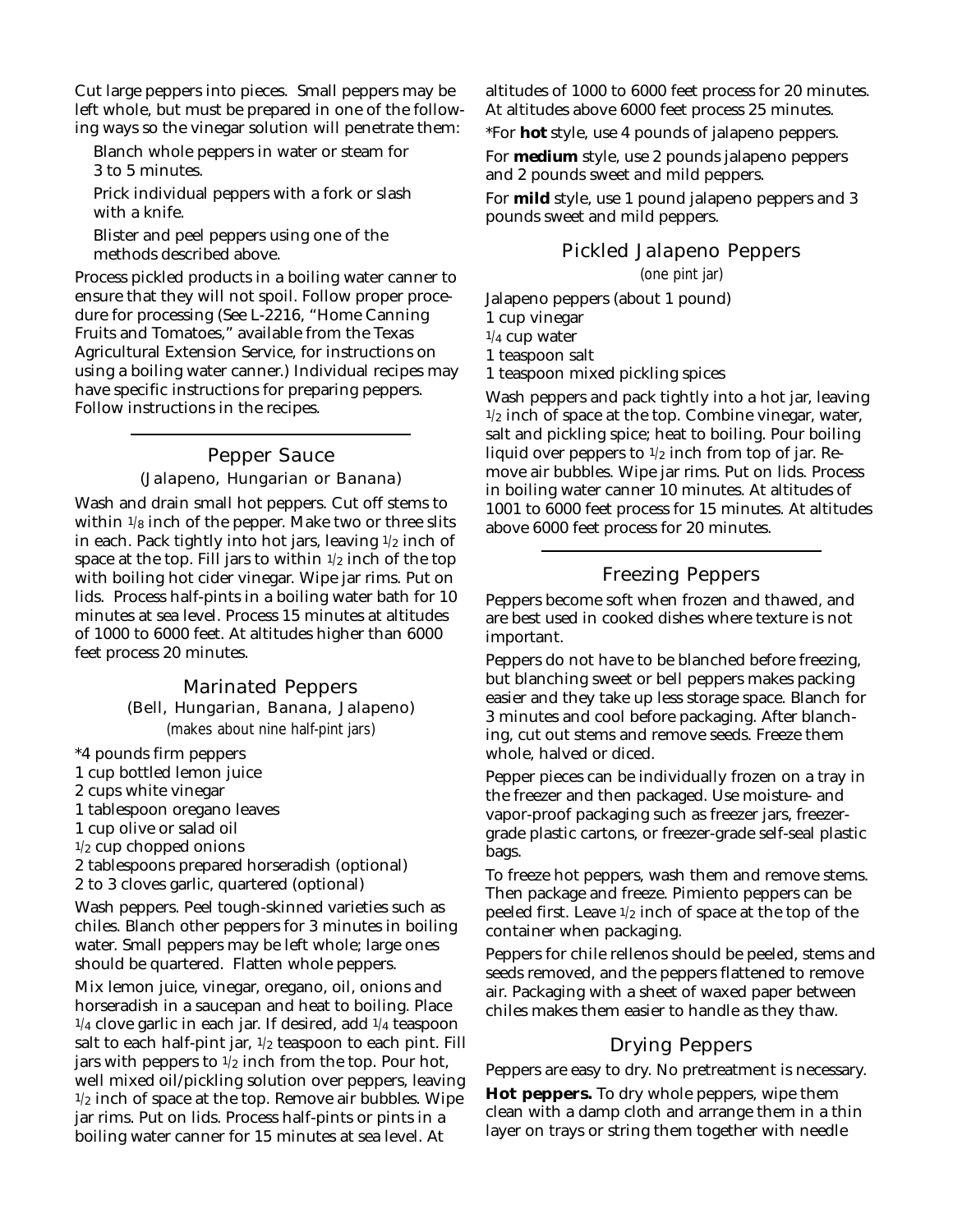Cut large peppers into pieces. Small peppers may be left whole, but must be prepared in one of the following ways so the vinegar solution will penetrate them:

- Blanch whole peppers in water or steam for 3 to 5 minutes.
- Prick individual peppers with a fork or slash with a knife.
- Blister and peel peppers using one of the methods described above.

Process pickled products in a boiling water canner to ensure that they will not spoil. Follow proper procedure for processing (See L-2216, "Home Canning Fruits and Tomatoes," available from the Texas Agricultural Extension Service, for instructions on using a boiling water canner.) Individual recipes may have specific instructions for preparing peppers. Follow instructions in the recipes.

---

## Pepper Sauce

(Jalapeno, Hungarian or Banana)

Wash and drain small hot peppers. Cut off stems to within 1/8 inch of the pepper. Make two or three slits in each. Pack tightly into hot jars, leaving 1/2 inch of space at the top. Fill jars to within 1/2 inch of the top with boiling hot cider vinegar. Wipe jar rims. Put on lids. Process half-pints in a boiling water bath for 10 minutes at sea level. Process 15 minutes at altitudes of 1000 to 6000 feet. At altitudes higher than 6000 feet process 20 minutes.

## Marinated Peppers

(Bell, Hungarian, Banana, Jalapeno)

*(makes about nine half-pint jars)*

*4 pounds firm peppers
1 cup bottled lemon juice
2 cups white vinegar
1 tablespoon oregano leaves
1 cup olive or salad oil
1/2 cup chopped onions
2 tablespoons prepared horseradish (optional)
2 to 3 cloves garlic, quartered (optional)

Wash peppers. Peel tough-skinned varieties such as chiles. Blanch other peppers for 3 minutes in boiling water. Small peppers may be left whole; large ones should be quartered. Flatten whole peppers.

Mix lemon juice, vinegar, oregano, oil, onions and horseradish in a saucepan and heat to boiling. Place 1/4 clove garlic in each jar. If desired, add 1/4 teaspoon salt to each half-pint jar, 1/2 teaspoon to each pint. Fill jars with peppers to 1/2 inch from the top. Pour hot, well mixed oil/pickling solution over peppers, leaving 1/2 inch of space at the top. Remove air bubbles. Wipe jar rims. Put on lids. Process half-pints or pints in a boiling water canner for 15 minutes at sea level. At altitudes of 1000 to 6000 feet process for 20 minutes. At altitudes above 6000 feet process 25 minutes.

*For **hot** style, use 4 pounds of jalapeno peppers.

For **medium** style, use 2 pounds jalapeno peppers and 2 pounds sweet and mild peppers.

For **mild** style, use 1 pound jalapeno peppers and 3 pounds sweet and mild peppers.

## Pickled Jalapeno Peppers

*(one pint jar)*

Jalapeno peppers (about 1 pound)
1 cup vinegar
1/4 cup water
1 teaspoon salt
1 teaspoon mixed pickling spices

Wash peppers and pack tightly into a hot jar, leaving 1/2 inch of space at the top. Combine vinegar, water, salt and pickling spice; heat to boiling. Pour boiling liquid over peppers to 1/2 inch from top of jar. Remove air bubbles. Wipe jar rims. Put on lids. Process in boiling water canner 10 minutes. At altitudes of 1001 to 6000 feet process for 15 minutes. At altitudes above 6000 feet process for 20 minutes.

---

## Freezing Peppers

Peppers become soft when frozen and thawed, and are best used in cooked dishes where texture is not important.

Peppers do not have to be blanched before freezing, but blanching sweet or bell peppers makes packing easier and they take up less storage space. Blanch for 3 minutes and cool before packaging. After blanching, cut out stems and remove seeds. Freeze them whole, halved or diced.

Pepper pieces can be individually frozen on a tray in the freezer and then packaged. Use moisture- and vapor-proof packaging such as freezer jars, freezer-grade plastic cartons, or freezer-grade self-seal plastic bags.

To freeze hot peppers, wash them and remove stems. Then package and freeze. Pimiento peppers can be peeled first. Leave 1/2 inch of space at the top of the container when packaging.

Peppers for chile rellenos should be peeled, stems and seeds removed, and the peppers flattened to remove air. Packaging with a sheet of waxed paper between chiles makes them easier to handle as they thaw.

## Drying Peppers

Peppers are easy to dry. No pretreatment is necessary.

**Hot peppers.** To dry whole peppers, wipe them clean with a damp cloth and arrange them in a thin layer on trays or string them together with needle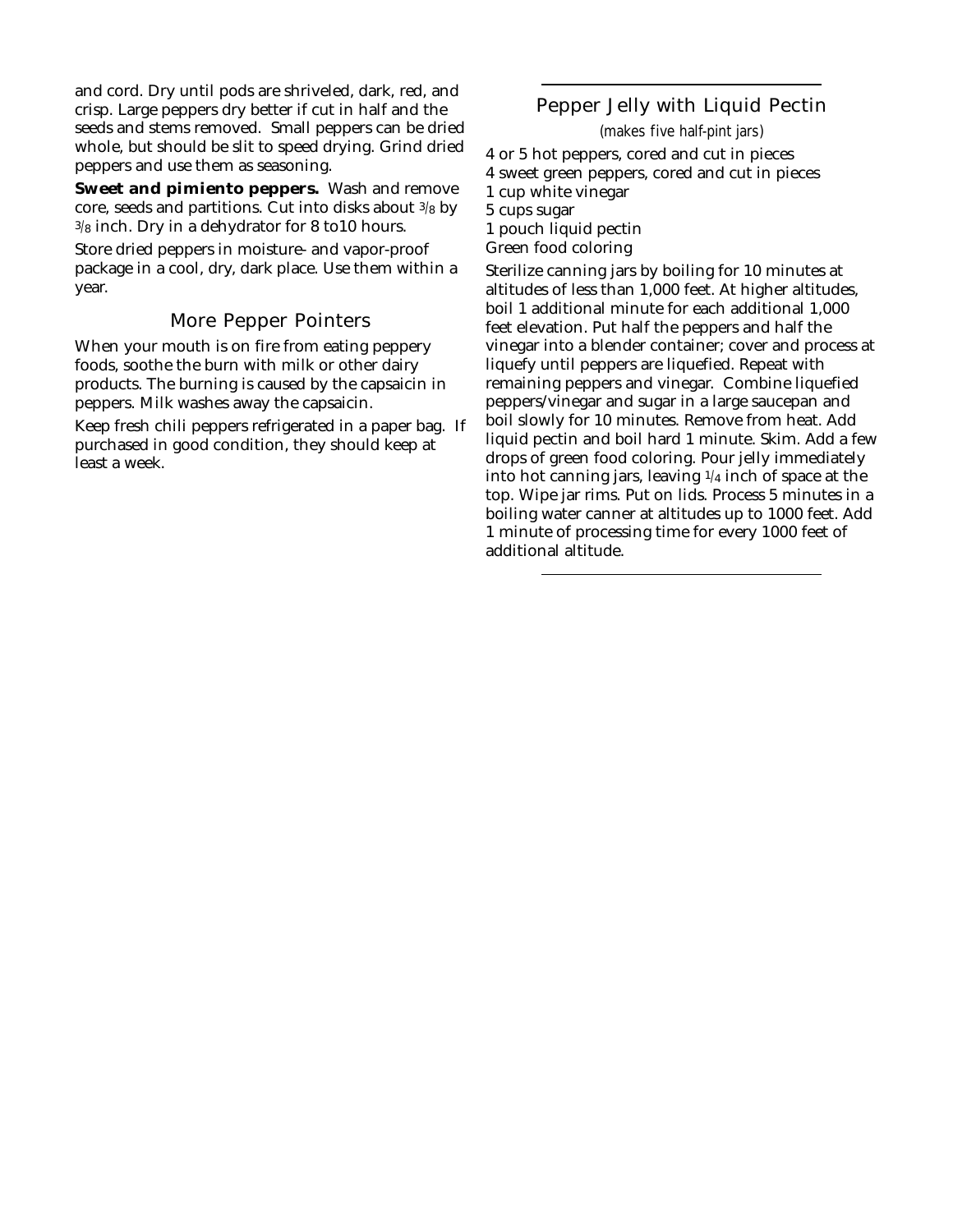and cord. Dry until pods are shriveled, dark, red, and crisp. Large peppers dry better if cut in half and the seeds and stems removed. Small peppers can be dried whole, but should be slit to speed drying. Grind dried peppers and use them as seasoning.

**Sweet and pimiento peppers.** Wash and remove core, seeds and partitions. Cut into disks about 3/8 by 3/8 inch. Dry in a dehydrator for 8 to10 hours.

Store dried peppers in moisture- and vapor-proof package in a cool, dry, dark place. Use them within a year.

## More Pepper Pointers

When your mouth is on fire from eating peppery foods, soothe the burn with milk or other dairy products. The burning is caused by the capsaicin in peppers. Milk washes away the capsaicin.

Keep fresh chili peppers refrigerated in a paper bag. If purchased in good condition, they should keep at least a week.

## Pepper Jelly with Liquid Pectin

*(makes five half-pint jars)*

4 or 5 hot peppers, cored and cut in pieces
4 sweet green peppers, cored and cut in pieces
1 cup white vinegar
5 cups sugar
1 pouch liquid pectin
Green food coloring

Sterilize canning jars by boiling for 10 minutes at altitudes of less than 1,000 feet. At higher altitudes, boil 1 additional minute for each additional 1,000 feet elevation. Put half the peppers and half the vinegar into a blender container; cover and process at liquefy until peppers are liquefied. Repeat with remaining peppers and vinegar. Combine liquefied peppers/vinegar and sugar in a large saucepan and boil slowly for 10 minutes. Remove from heat. Add liquid pectin and boil hard 1 minute. Skim. Add a few drops of green food coloring. Pour jelly immediately into hot canning jars, leaving 1/4 inch of space at the top. Wipe jar rims. Put on lids. Process 5 minutes in a boiling water canner at altitudes up to 1000 feet. Add 1 minute of processing time for every 1000 feet of additional altitude.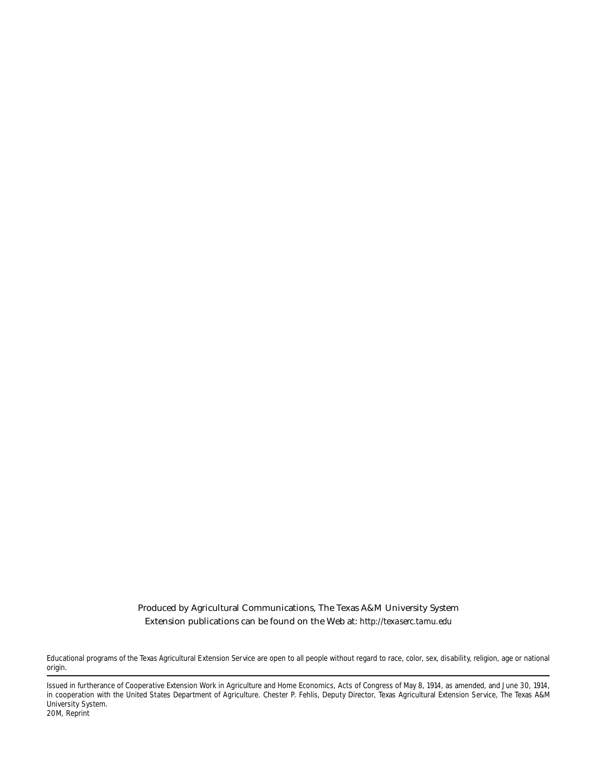Produced by Agricultural Communications, The Texas A&M University System
Extension publications can be found on the Web at: *http://texaserc.tamu.edu*

Educational programs of the Texas Agricultural Extension Service are open to all people without regard to race, color, sex, disability, religion, age or national origin.

---

Issued in furtherance of Cooperative Extension Work in Agriculture and Home Economics, Acts of Congress of May 8, 1914, as amended, and June 30, 1914, in cooperation with the United States Department of Agriculture. Chester P. Fehlis, Deputy Director, Texas Agricultural Extension Service, The Texas A&M University System.
20M, Reprint